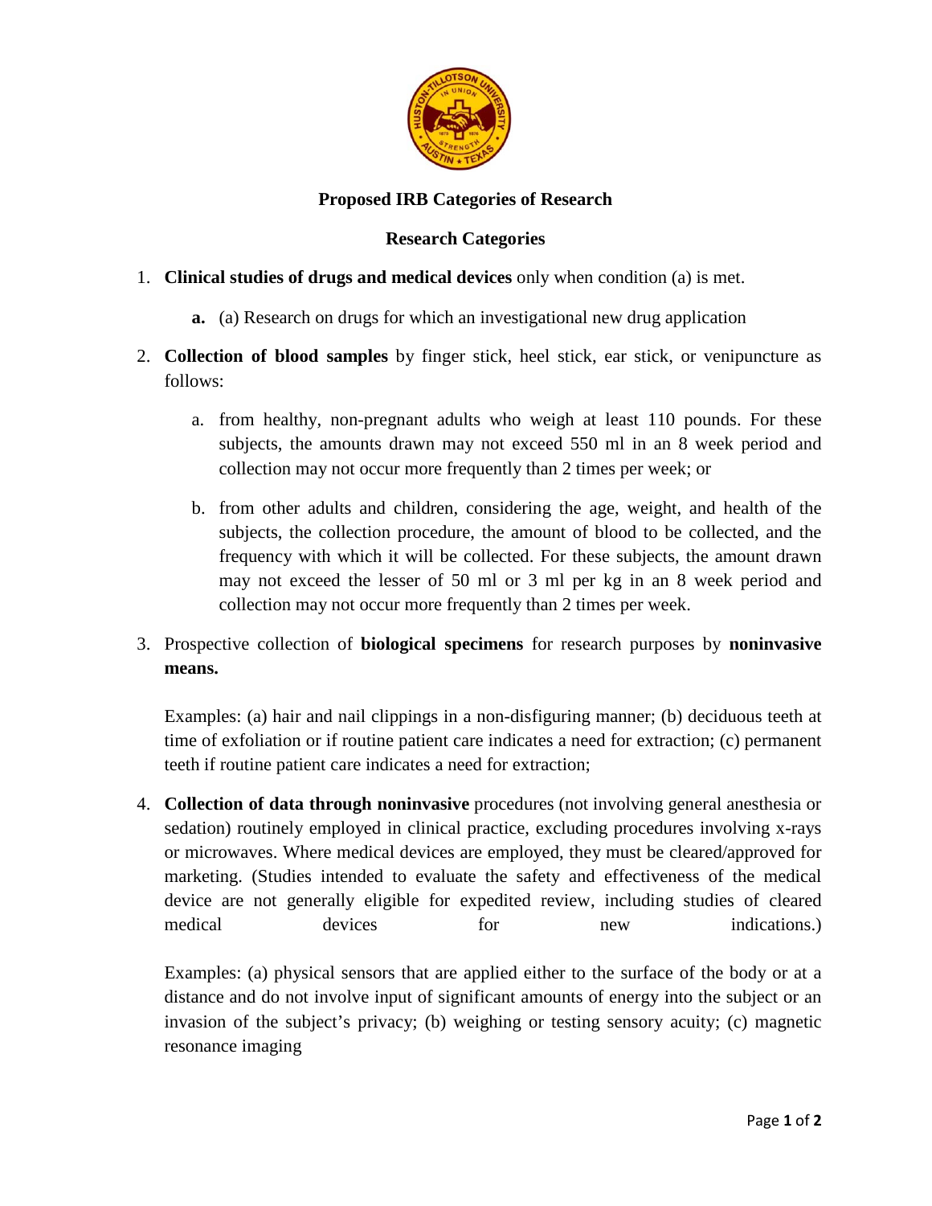## Proposed IRB Categories of Research

### Research Categories

1. **Clinical studies of drugs and medical devices** only when condition (a) is met.

    **a.** (a) Research on drugs for which an investigational new drug application

2. **Collection of blood samples** by finger stick, heel stick, ear stick, or venipuncture as follows:

    a. from healthy, non-pregnant adults who weigh at least 110 pounds. For these subjects, the amounts drawn may not exceed 550 ml in an 8 week period and collection may not occur more frequently than 2 times per week; or

    b. from other adults and children, considering the age, weight, and health of the subjects, the collection procedure, the amount of blood to be collected, and the frequency with which it will be collected. For these subjects, the amount drawn may not exceed the lesser of 50 ml or 3 ml per kg in an 8 week period and collection may not occur more frequently than 2 times per week.

3. Prospective collection of **biological specimens** for research purposes by **noninvasive means.**

    Examples: (a) hair and nail clippings in a non-disfiguring manner; (b) deciduous teeth at time of exfoliation or if routine patient care indicates a need for extraction; (c) permanent teeth if routine patient care indicates a need for extraction;

4. **Collection of data through noninvasive** procedures (not involving general anesthesia or sedation) routinely employed in clinical practice, excluding procedures involving x-rays or microwaves. Where medical devices are employed, they must be cleared/approved for marketing. (Studies intended to evaluate the safety and effectiveness of the medical device are not generally eligible for expedited review, including studies of cleared medical devices for new indications.)

    Examples: (a) physical sensors that are applied either to the surface of the body or at a distance and do not involve input of significant amounts of energy into the subject or an invasion of the subject's privacy; (b) weighing or testing sensory acuity; (c) magnetic resonance imaging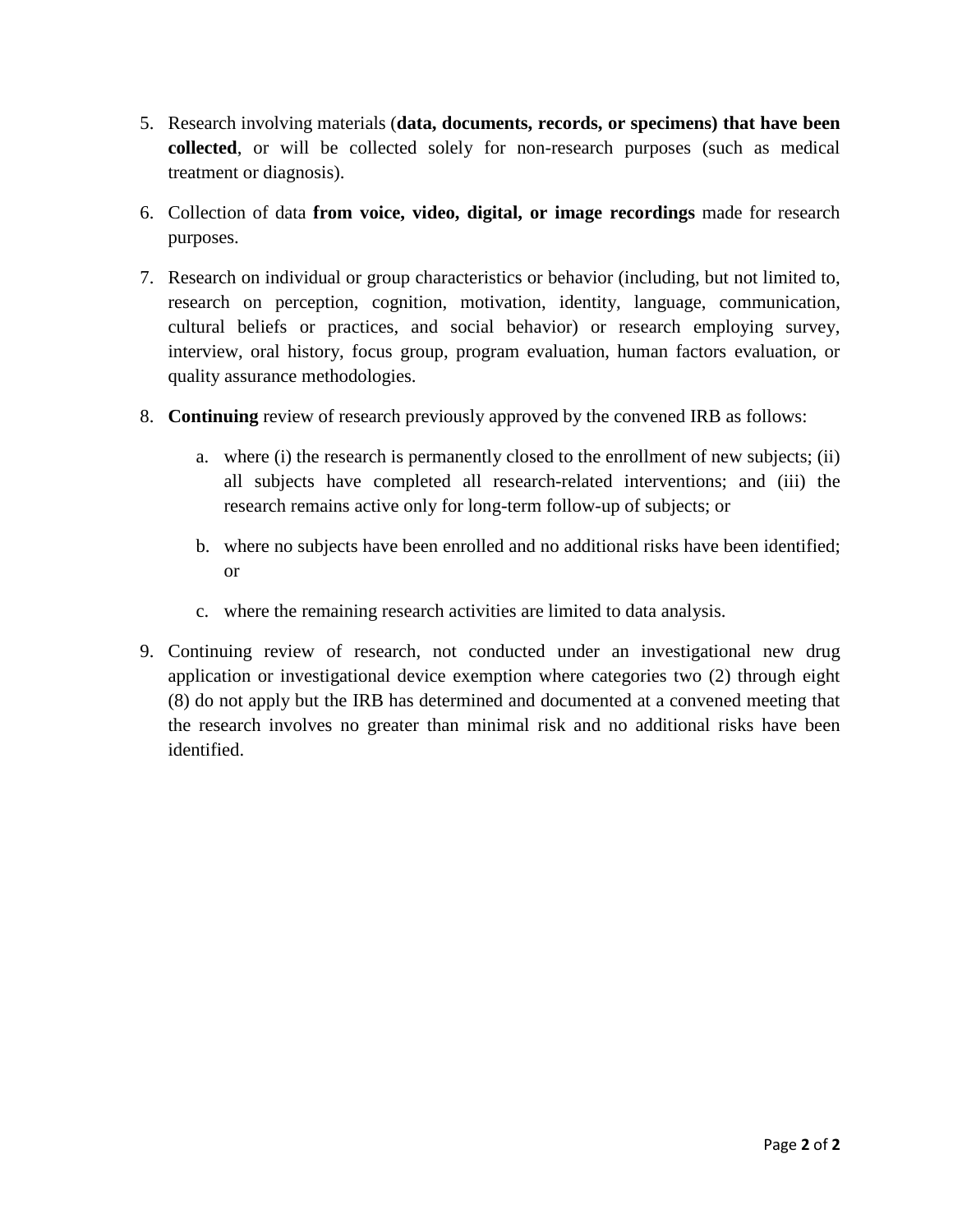5. Research involving materials (**data, documents, records, or specimens) that have been collected**, or will be collected solely for non-research purposes (such as medical treatment or diagnosis).

6. Collection of data **from voice, video, digital, or image recordings** made for research purposes.

7. Research on individual or group characteristics or behavior (including, but not limited to, research on perception, cognition, motivation, identity, language, communication, cultural beliefs or practices, and social behavior) or research employing survey, interview, oral history, focus group, program evaluation, human factors evaluation, or quality assurance methodologies.

8. **Continuing** review of research previously approved by the convened IRB as follows:

   a. where (i) the research is permanently closed to the enrollment of new subjects; (ii) all subjects have completed all research-related interventions; and (iii) the research remains active only for long-term follow-up of subjects; or

   b. where no subjects have been enrolled and no additional risks have been identified; or

   c. where the remaining research activities are limited to data analysis.

9. Continuing review of research, not conducted under an investigational new drug application or investigational device exemption where categories two (2) through eight (8) do not apply but the IRB has determined and documented at a convened meeting that the research involves no greater than minimal risk and no additional risks have been identified.